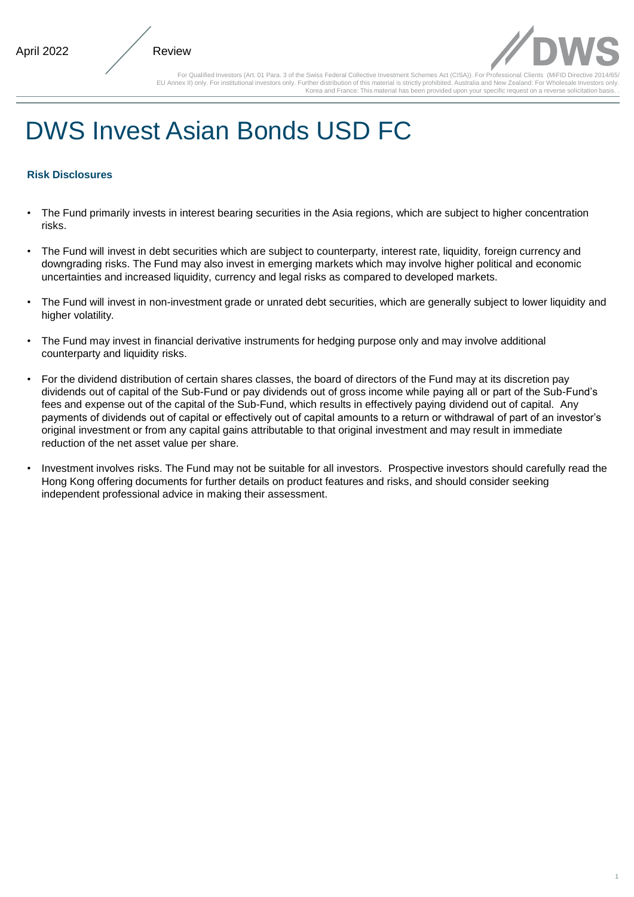April 2022 Review

For Qualified Investors (Art. 01 Para. 3 of the Swiss Federal Collective Investment Schemes Act (CISA)). For Professional Clients (MiFID Directive 2014/65/EU Annex II) only. For institutional investors only. Further distribution of this material is strictly prohibited. Australia and New Zealand: For Wholesale Investors only. Korea and France: This material has been provided upon your specific request on a reverse solicitation basis.

# DWS Invest Asian Bonds USD FC

### Risk Disclosures

- The Fund primarily invests in interest bearing securities in the Asia regions, which are subject to higher concentration risks.
- The Fund will invest in debt securities which are subject to counterparty, interest rate, liquidity, foreign currency and downgrading risks. The Fund may also invest in emerging markets which may involve higher political and economic uncertainties and increased liquidity, currency and legal risks as compared to developed markets.
- The Fund will invest in non-investment grade or unrated debt securities, which are generally subject to lower liquidity and higher volatility.
- The Fund may invest in financial derivative instruments for hedging purpose only and may involve additional counterparty and liquidity risks.
- For the dividend distribution of certain shares classes, the board of directors of the Fund may at its discretion pay dividends out of capital of the Sub-Fund or pay dividends out of gross income while paying all or part of the Sub-Fund's fees and expense out of the capital of the Sub-Fund, which results in effectively paying dividend out of capital. Any payments of dividends out of capital or effectively out of capital amounts to a return or withdrawal of part of an investor's original investment or from any capital gains attributable to that original investment and may result in immediate reduction of the net asset value per share.
- Investment involves risks. The Fund may not be suitable for all investors. Prospective investors should carefully read the Hong Kong offering documents for further details on product features and risks, and should consider seeking independent professional advice in making their assessment.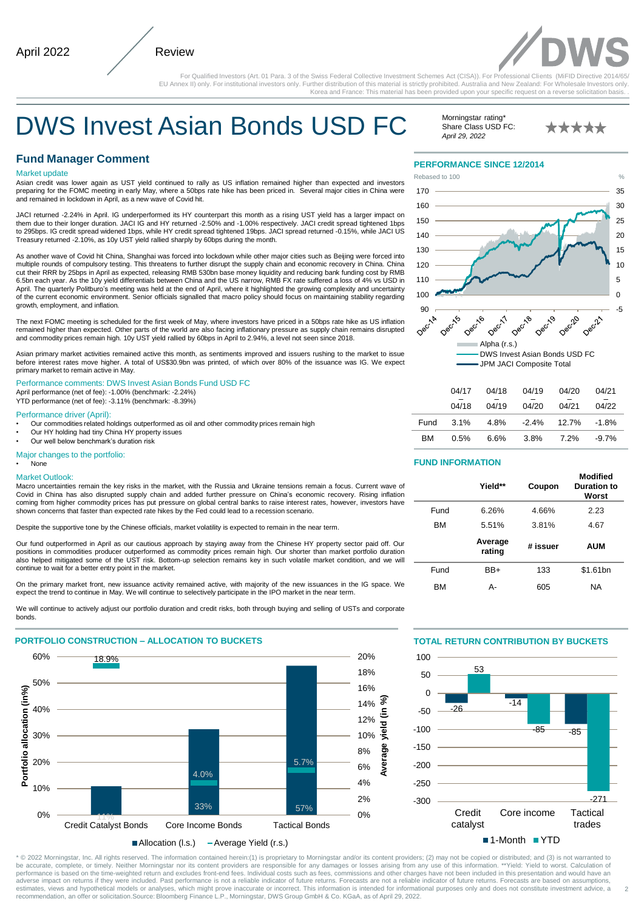April 2022 Review

For Qualified Investors (Art. 01 Para. 3 of the Swiss Federal Collective Investment Schemes Act (CISA)). For Professional Clients (MiFID Directive 2014/65/EU Annex II) only. For institutional investors only. Further distribution of this material is strictly prohibited. Australia and New Zealand: For Wholesale Investors only. Korea and France: This material has been provided upon your specific request on a reverse solicitation basis.

# DWS Invest Asian Bonds USD FC

Morningstar rating*
Share Class USD FC: ★★★★★
*April 29, 2022*

## Fund Manager Comment

### Market update

Asian credit was lower again as UST yield continued to rally as US inflation remained higher than expected and investors preparing for the FOMC meeting in early May, where a 50bps rate hike has been priced in. Several major cities in China were and remained in lockdown in April, as a new wave of Covid hit.

JACI returned -2.24% in April. IG underperformed its HY counterpart this month as a rising UST yield has a larger impact on them due to their longer duration. JACI IG and HY returned -2.50% and -1.00% respectively. JACI credit spread tightened 1bps to 295bps. IG credit spread widened 1bps, while HY credit spread tightened 19bps. JACI spread returned -0.15%, while JACI US Treasury returned -2.10%, as 10y UST yield rallied sharply by 60bps during the month.

As another wave of Covid hit China, Shanghai was forced into lockdown while other major cities such as Beijing were forced into multiple rounds of compulsory testing. This threatens to further disrupt the supply chain and economic recovery in China. China cut their RRR by 25bps in April as expected, releasing RMB 530bn base money liquidity and reducing bank funding cost by RMB 6.5bn each year. As the 10y yield differentials between China and the US narrow, RMB FX rate suffered a loss of 4% vs USD in April. The quarterly Politburo's meeting was held at the end of April, where it highlighted the growing complexity and uncertainty of the current economic environment. Senior officials signalled that macro policy should focus on maintaining stability regarding growth, employment, and inflation.

The next FOMC meeting is scheduled for the first week of May, where investors have priced in a 50bps rate hike as US inflation remained higher than expected. Other parts of the world are also facing inflationary pressure as supply chain remains disrupted and commodity prices remain high. 10y UST yield rallied by 60bps in April to 2.94%, a level not seen since 2018.

Asian primary market activities remained active this month, as sentiments improved and issuers rushing to the market to issue before interest rates move higher. A total of US$30.9bn was printed, of which over 80% of the issuance was IG. We expect primary market to remain active in May.

### Performance comments: DWS Invest Asian Bonds Fund USD FC

April performance (net of fee): -1.00% (benchmark: -2.24%)
YTD performance (net of fee): -3.11% (benchmark: -8.39%)

### Performance driver (April):

- Our commodities related holdings outperformed as oil and other commodity prices remain high
- Our HY holding had tiny China HY property issues
- Our well below benchmark's duration risk

### Major changes to the portfolio:

- None

### Market Outlook:

Macro uncertainties remain the key risks in the market, with the Russia and Ukraine tensions remain a focus. Current wave of Covid in China has also disrupted supply chain and added further pressure on China's economic recovery. Rising inflation coming from higher commodity prices has put pressure on global central banks to raise interest rates, however, investors have shown concerns that faster than expected rate hikes by the Fed could lead to a recession scenario.

Despite the supportive tone by the Chinese officials, market volatility is expected to remain in the near term.

Our fund outperformed in April as our cautious approach by staying away from the Chinese HY property sector paid off. Our positions in commodities producer outperformed as commodity prices remain high. Our shorter than market portfolio duration also helped mitigated some of the UST risk. Bottom-up selection remains key in such volatile market condition, and we will continue to wait for a better entry point in the market.

On the primary market front, new issuance activity remained active, with majority of the new issuances in the IG space. We expect the trend to continue in May. We will continue to selectively participate in the IPO market in the near term.

We will continue to actively adjust our portfolio duration and credit risks, both through buying and selling of USTs and corporate bonds.

## PERFORMANCE SINCE 12/2014

Rebased to 100 (l.s.); % (r.s.)

Legend: Alpha (r.s.); DWS Invest Asian Bonds USD FC; JPM JACI Composite Total

|  | 04/17 – 04/18 | 04/18 – 04/19 | 04/19 – 04/20 | 04/20 – 04/21 | 04/21 – 04/22 |
|---|---|---|---|---|---|
| Fund | 3.1% | 4.8% | -2.4% | 12.7% | -1.8% |
| BM | 0.5% | 6.6% | 3.8% | 7.2% | -9.7% |

## FUND INFORMATION

|  | Yield** | Coupon | Modified Duration to Worst |
|---|---|---|---|
| Fund | 6.26% | 4.66% | 2.23 |
| BM | 5.51% | 3.81% | 4.67 |
|  | **Average rating** | **# issuer** | **AUM** |
| Fund | BB+ | 133 | $1.61bn |
| BM | A- | 605 | NA |

## PORTFOLIO CONSTRUCTION – ALLOCATION TO BUCKETS

| | Credit Catalyst Bonds | Core Income Bonds | Tactical Bonds |
|---|---|---|---|
| Allocation (l.s.) | 11% | 33% | 57% |
| Average Yield (r.s.) | 18.9% | 4.0% | 5.7% |

## TOTAL RETURN CONTRIBUTION BY BUCKETS

| | Credit catalyst | Core income | Tactical trades |
|---|---|---|---|
| 1-Month | -26 | -14 | -85 |
| YTD | 53 | -85 | -271 |

\* © 2022 Morningstar, Inc. All rights reserved. The information contained herein:(1) is proprietary to Morningstar and/or its content providers; (2) may not be copied or distributed; and (3) is not warranted to be accurate, complete, or timely. Neither Morningstar nor its content providers are responsible for any damages or losses arising from any use of this information. **Yield: Yield to worst. Calculation of performance is based on the time-weighted return and excludes front-end fees. Individual costs such as fees, commissions and other charges have not been included in this presentation and would have an adverse impact on returns if they were included. Past performance is not a reliable indicator of future returns. Forecasts are not a reliable indicator of future returns. Forecasts are based on assumptions, estimates, views and hypothetical models or analyses, which might prove inaccurate or incorrect. This information is intended for informational purposes only and does not constitute investment advice, a recommendation, an offer or solicitation.Source: Bloomberg Finance L.P., Morningstar, DWS Group GmbH & Co. KGaA, as of April 29, 2022.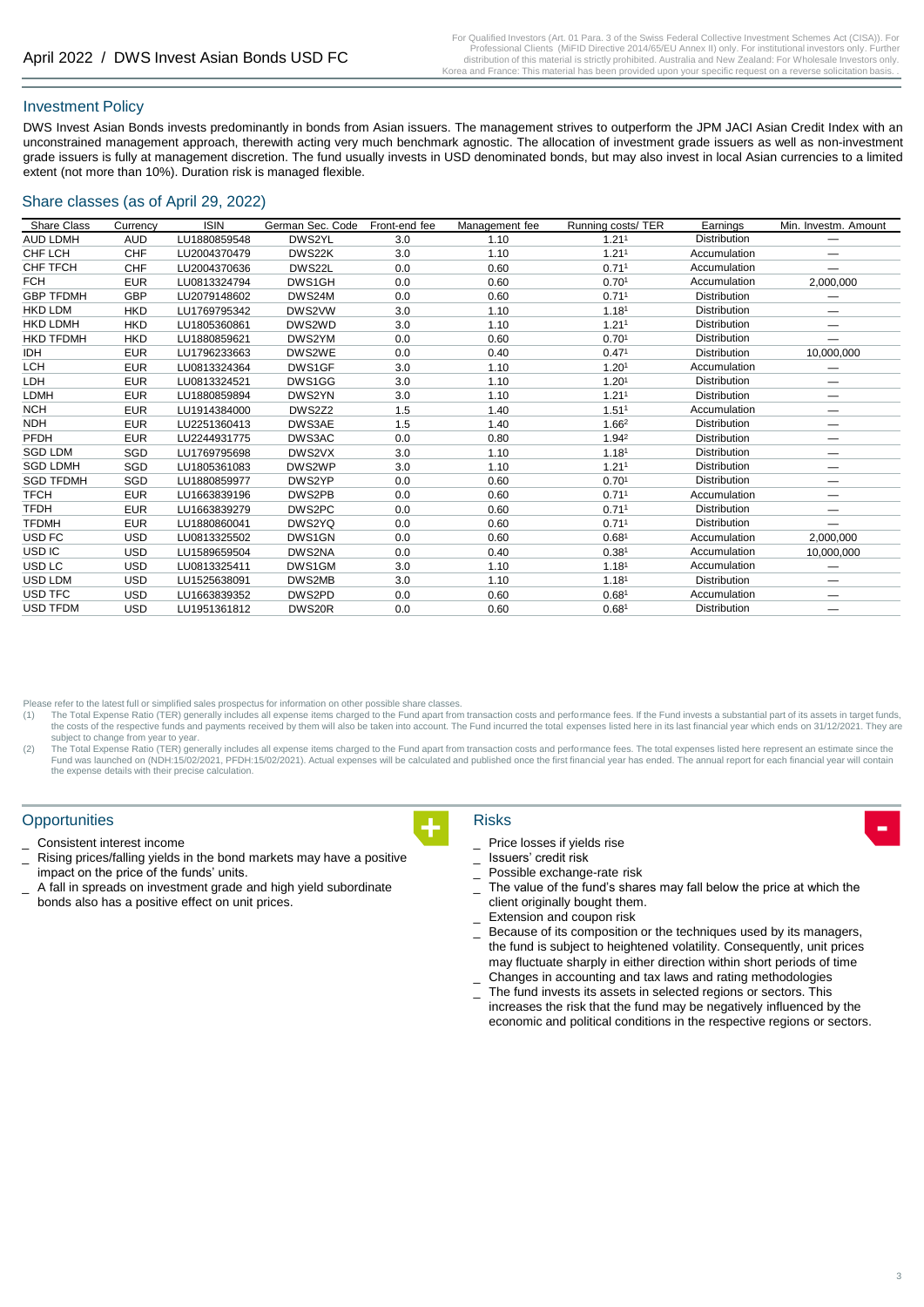## Investment Policy

DWS Invest Asian Bonds invests predominantly in bonds from Asian issuers. The management strives to outperform the JPM JACI Asian Credit Index with an unconstrained management approach, therewith acting very much benchmark agnostic. The allocation of investment grade issuers as well as non-investment grade issuers is fully at management discretion. The fund usually invests in USD denominated bonds, but may also invest in local Asian currencies to a limited extent (not more than 10%). Duration risk is managed flexible.

## Share classes (as of April 29, 2022)

| Share Class | Currency | ISIN | German Sec. Code | Front-end fee | Management fee | Running costs/ TER | Earnings | Min. Investm. Amount |
|---|---|---|---|---|---|---|---|---|
| AUD LDMH | AUD | LU1880859548 | DWS2YL | 3.0 | 1.10 | 1.21[1] | Distribution | — |
| CHF LCH | CHF | LU2004370479 | DWS22K | 3.0 | 1.10 | 1.21[1] | Accumulation | — |
| CHF TFCH | CHF | LU2004370636 | DWS22L | 0.0 | 0.60 | 0.71[1] | Accumulation | — |
| FCH | EUR | LU0813324794 | DWS1GH | 0.0 | 0.60 | 0.70[1] | Accumulation | 2,000,000 |
| GBP TFDMH | GBP | LU2079148602 | DWS24M | 0.0 | 0.60 | 0.71[1] | Distribution | — |
| HKD LDM | HKD | LU1769795342 | DWS2VW | 3.0 | 1.10 | 1.18[1] | Distribution | — |
| HKD LDMH | HKD | LU1805360861 | DWS2WD | 3.0 | 1.10 | 1.21[1] | Distribution | — |
| HKD TFDMH | HKD | LU1880859621 | DWS2YM | 0.0 | 0.60 | 0.70[1] | Distribution | — |
| IDH | EUR | LU1796233663 | DWS2WE | 0.0 | 0.40 | 0.47[1] | Distribution | 10,000,000 |
| LCH | EUR | LU0813324364 | DWS1GF | 3.0 | 1.10 | 1.20[1] | Accumulation | — |
| LDH | EUR | LU0813324521 | DWS1GG | 3.0 | 1.10 | 1.20[1] | Distribution | — |
| LDMH | EUR | LU1880859894 | DWS2YN | 3.0 | 1.10 | 1.21[1] | Distribution | — |
| NCH | EUR | LU1914384000 | DWS2Z2 | 1.5 | 1.40 | 1.51[1] | Accumulation | — |
| NDH | EUR | LU2251360413 | DWS3AE | 1.5 | 1.40 | 1.66[2] | Distribution | — |
| PFDH | EUR | LU2244931775 | DWS3AC | 0.0 | 0.80 | 1.94[2] | Distribution | — |
| SGD LDM | SGD | LU1769795698 | DWS2VX | 3.0 | 1.10 | 1.18[1] | Distribution | — |
| SGD LDMH | SGD | LU1805361083 | DWS2WP | 3.0 | 1.10 | 1.21[1] | Distribution | — |
| SGD TFDMH | SGD | LU1880859977 | DWS2YP | 0.0 | 0.60 | 0.70[1] | Distribution | — |
| TFCH | EUR | LU1663839196 | DWS2PB | 0.0 | 0.60 | 0.71[1] | Accumulation | — |
| TFDH | EUR | LU1663839279 | DWS2PC | 0.0 | 0.60 | 0.71[1] | Distribution | — |
| TFDMH | EUR | LU1880860041 | DWS2YQ | 0.0 | 0.60 | 0.71[1] | Distribution | — |
| USD FC | USD | LU0813325502 | DWS1GN | 0.0 | 0.60 | 0.68[1] | Accumulation | 2,000,000 |
| USD IC | USD | LU1589659504 | DWS2NA | 0.0 | 0.40 | 0.38[1] | Accumulation | 10,000,000 |
| USD LC | USD | LU0813325411 | DWS1GM | 3.0 | 1.10 | 1.18[1] | Accumulation | — |
| USD LDM | USD | LU1525638091 | DWS2MB | 3.0 | 1.10 | 1.18[1] | Distribution | — |
| USD TFC | USD | LU1663839352 | DWS2PD | 0.0 | 0.60 | 0.68[1] | Accumulation | — |
| USD TFDM | USD | LU1951361812 | DWS20R | 0.0 | 0.60 | 0.68[1] | Distribution | — |

Please refer to the latest full or simplified sales prospectus for information on other possible share classes.

(1) The Total Expense Ratio (TER) generally includes all expense items charged to the Fund apart from transaction costs and performance fees. If the Fund invests a substantial part of its assets in target funds, the costs of the respective funds and payments received by them will also be taken into account. The Fund incurred the total expenses listed here in its last financial year which ends on 31/12/2021. They are subject to change from year to year.

(2) The Total Expense Ratio (TER) generally includes all expense items charged to the Fund apart from transaction costs and performance fees. The total expenses listed here represent an estimate since the Fund was launched on (NDH:15/02/2021, PFDH:15/02/2021). Actual expenses will be calculated and published once the first financial year has ended. The annual report for each financial year will contain the expense details with their precise calculation.

## Opportunities

- Consistent interest income
- Rising prices/falling yields in the bond markets may have a positive impact on the price of the funds' units.
- A fall in spreads on investment grade and high yield subordinate bonds also has a positive effect on unit prices.

## Risks

- Price losses if yields rise
- Issuers' credit risk
- Possible exchange-rate risk
- The value of the fund's shares may fall below the price at which the client originally bought them.
- Extension and coupon risk
- Because of its composition or the techniques used by its managers, the fund is subject to heightened volatility. Consequently, unit prices may fluctuate sharply in either direction within short periods of time
- Changes in accounting and tax laws and rating methodologies
- The fund invests its assets in selected regions or sectors. This increases the risk that the fund may be negatively influenced by the economic and political conditions in the respective regions or sectors.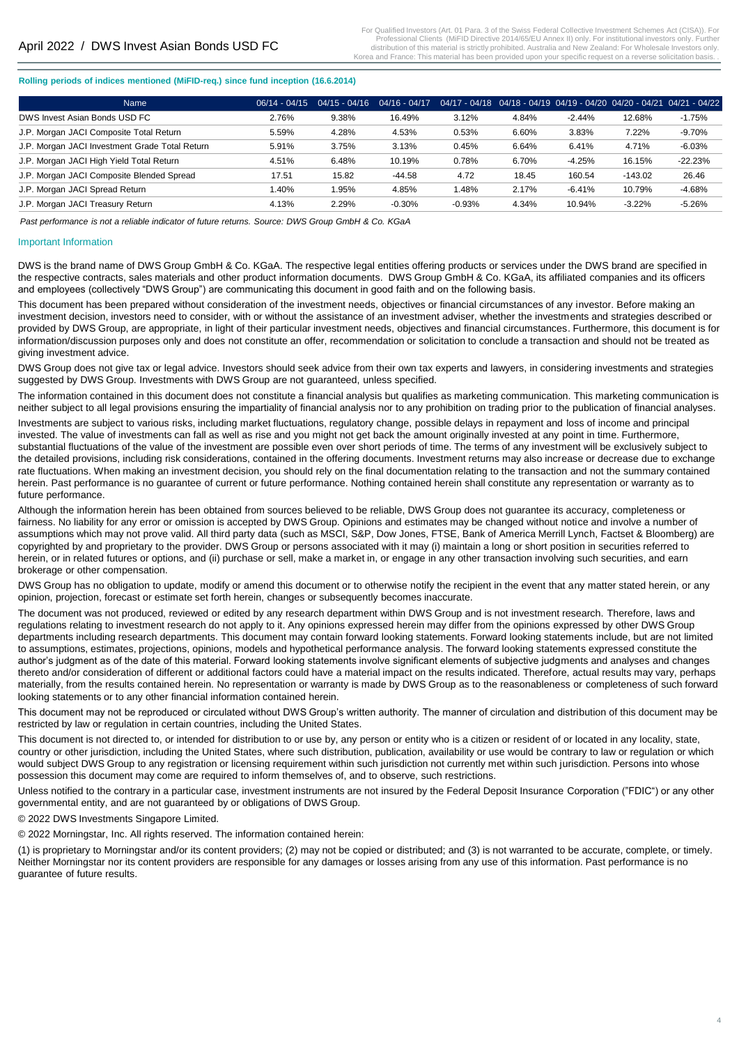**Rolling periods of indices mentioned (MiFID-req.) since fund inception (16.6.2014)**

| Name | 06/14 - 04/15 | 04/15 - 04/16 | 04/16 - 04/17 | 04/17 - 04/18 | 04/18 - 04/19 | 04/19 - 04/20 | 04/20 - 04/21 | 04/21 - 04/22 |
|---|---|---|---|---|---|---|---|---|
| DWS Invest Asian Bonds USD FC | 2.76% | 9.38% | 16.49% | 3.12% | 4.84% | -2.44% | 12.68% | -1.75% |
| J.P. Morgan JACI Composite Total Return | 5.59% | 4.28% | 4.53% | 0.53% | 6.60% | 3.83% | 7.22% | -9.70% |
| J.P. Morgan JACI Investment Grade Total Return | 5.91% | 3.75% | 3.13% | 0.45% | 6.64% | 6.41% | 4.71% | -6.03% |
| J.P. Morgan JACI High Yield Total Return | 4.51% | 6.48% | 10.19% | 0.78% | 6.70% | -4.25% | 16.15% | -22.23% |
| J.P. Morgan JACI Composite Blended Spread | 17.51 | 15.82 | -44.58 | 4.72 | 18.45 | 160.54 | -143.02 | 26.46 |
| J.P. Morgan JACI Spread Return | 1.40% | 1.95% | 4.85% | 1.48% | 2.17% | -6.41% | 10.79% | -4.68% |
| J.P. Morgan JACI Treasury Return | 4.13% | 2.29% | -0.30% | -0.93% | 4.34% | 10.94% | -3.22% | -5.26% |

*Past performance is not a reliable indicator of future returns. Source: DWS Group GmbH & Co. KGaA*

## Important Information

DWS is the brand name of DWS Group GmbH & Co. KGaA. The respective legal entities offering products or services under the DWS brand are specified in the respective contracts, sales materials and other product information documents. DWS Group GmbH & Co. KGaA, its affiliated companies and its officers and employees (collectively "DWS Group") are communicating this document in good faith and on the following basis.

This document has been prepared without consideration of the investment needs, objectives or financial circumstances of any investor. Before making an investment decision, investors need to consider, with or without the assistance of an investment adviser, whether the investments and strategies described or provided by DWS Group, are appropriate, in light of their particular investment needs, objectives and financial circumstances. Furthermore, this document is for information/discussion purposes only and does not constitute an offer, recommendation or solicitation to conclude a transaction and should not be treated as giving investment advice.

DWS Group does not give tax or legal advice. Investors should seek advice from their own tax experts and lawyers, in considering investments and strategies suggested by DWS Group. Investments with DWS Group are not guaranteed, unless specified.

The information contained in this document does not constitute a financial analysis but qualifies as marketing communication. This marketing communication is neither subject to all legal provisions ensuring the impartiality of financial analysis nor to any prohibition on trading prior to the publication of financial analyses.

Investments are subject to various risks, including market fluctuations, regulatory change, possible delays in repayment and loss of income and principal invested. The value of investments can fall as well as rise and you might not get back the amount originally invested at any point in time. Furthermore, substantial fluctuations of the value of the investment are possible even over short periods of time. The terms of any investment will be exclusively subject to the detailed provisions, including risk considerations, contained in the offering documents. Investment returns may also increase or decrease due to exchange rate fluctuations. When making an investment decision, you should rely on the final documentation relating to the transaction and not the summary contained herein. Past performance is no guarantee of current or future performance. Nothing contained herein shall constitute any representation or warranty as to future performance.

Although the information herein has been obtained from sources believed to be reliable, DWS Group does not guarantee its accuracy, completeness or fairness. No liability for any error or omission is accepted by DWS Group. Opinions and estimates may be changed without notice and involve a number of assumptions which may not prove valid. All third party data (such as MSCI, S&P, Dow Jones, FTSE, Bank of America Merrill Lynch, Factset & Bloomberg) are copyrighted by and proprietary to the provider. DWS Group or persons associated with it may (i) maintain a long or short position in securities referred to herein, or in related futures or options, and (ii) purchase or sell, make a market in, or engage in any other transaction involving such securities, and earn brokerage or other compensation.

DWS Group has no obligation to update, modify or amend this document or to otherwise notify the recipient in the event that any matter stated herein, or any opinion, projection, forecast or estimate set forth herein, changes or subsequently becomes inaccurate.

The document was not produced, reviewed or edited by any research department within DWS Group and is not investment research. Therefore, laws and regulations relating to investment research do not apply to it. Any opinions expressed herein may differ from the opinions expressed by other DWS Group departments including research departments. This document may contain forward looking statements. Forward looking statements include, but are not limited to assumptions, estimates, projections, opinions, models and hypothetical performance analysis. The forward looking statements expressed constitute the author's judgment as of the date of this material. Forward looking statements involve significant elements of subjective judgments and analyses and changes thereto and/or consideration of different or additional factors could have a material impact on the results indicated. Therefore, actual results may vary, perhaps materially, from the results contained herein. No representation or warranty is made by DWS Group as to the reasonableness or completeness of such forward looking statements or to any other financial information contained herein.

This document may not be reproduced or circulated without DWS Group's written authority. The manner of circulation and distribution of this document may be restricted by law or regulation in certain countries, including the United States.

This document is not directed to, or intended for distribution to or use by, any person or entity who is a citizen or resident of or located in any locality, state, country or other jurisdiction, including the United States, where such distribution, publication, availability or use would be contrary to law or regulation or which would subject DWS Group to any registration or licensing requirement within such jurisdiction not currently met within such jurisdiction. Persons into whose possession this document may come are required to inform themselves of, and to observe, such restrictions.

Unless notified to the contrary in a particular case, investment instruments are not insured by the Federal Deposit Insurance Corporation ("FDIC") or any other governmental entity, and are not guaranteed by or obligations of DWS Group.

© 2022 DWS Investments Singapore Limited.

© 2022 Morningstar, Inc. All rights reserved. The information contained herein:

(1) is proprietary to Morningstar and/or its content providers; (2) may not be copied or distributed; and (3) is not warranted to be accurate, complete, or timely. Neither Morningstar nor its content providers are responsible for any damages or losses arising from any use of this information. Past performance is no guarantee of future results.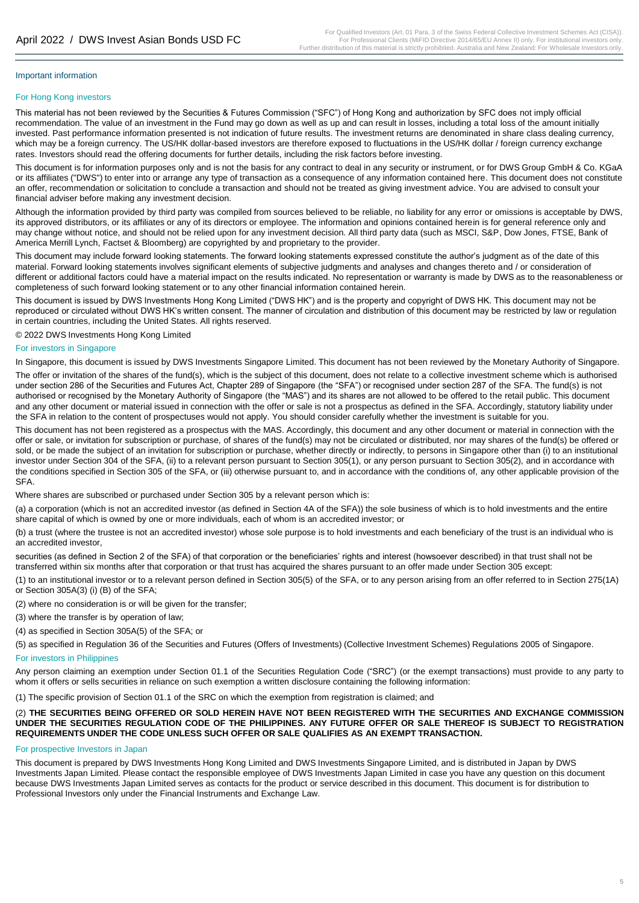Important information

### For Hong Kong investors

This material has not been reviewed by the Securities & Futures Commission ("SFC") of Hong Kong and authorization by SFC does not imply official recommendation. The value of an investment in the Fund may go down as well as up and can result in losses, including a total loss of the amount initially invested. Past performance information presented is not indication of future results. The investment returns are denominated in share class dealing currency, which may be a foreign currency. The US/HK dollar-based investors are therefore exposed to fluctuations in the US/HK dollar / foreign currency exchange rates. Investors should read the offering documents for further details, including the risk factors before investing.

This document is for information purposes only and is not the basis for any contract to deal in any security or instrument, or for DWS Group GmbH & Co. KGaA or its affiliates ("DWS") to enter into or arrange any type of transaction as a consequence of any information contained here. This document does not constitute an offer, recommendation or solicitation to conclude a transaction and should not be treated as giving investment advice. You are advised to consult your financial adviser before making any investment decision.

Although the information provided by third party was compiled from sources believed to be reliable, no liability for any error or omissions is acceptable by DWS, its approved distributors, or its affiliates or any of its directors or employee. The information and opinions contained herein is for general reference only and may change without notice, and should not be relied upon for any investment decision. All third party data (such as MSCI, S&P, Dow Jones, FTSE, Bank of America Merrill Lynch, Factset & Bloomberg) are copyrighted by and proprietary to the provider.

This document may include forward looking statements. The forward looking statements expressed constitute the author's judgment as of the date of this material. Forward looking statements involves significant elements of subjective judgments and analyses and changes thereto and / or consideration of different or additional factors could have a material impact on the results indicated. No representation or warranty is made by DWS as to the reasonableness or completeness of such forward looking statement or to any other financial information contained herein.

This document is issued by DWS Investments Hong Kong Limited ("DWS HK") and is the property and copyright of DWS HK. This document may not be reproduced or circulated without DWS HK's written consent. The manner of circulation and distribution of this document may be restricted by law or regulation in certain countries, including the United States. All rights reserved.

© 2022 DWS Investments Hong Kong Limited

### For investors in Singapore

In Singapore, this document is issued by DWS Investments Singapore Limited. This document has not been reviewed by the Monetary Authority of Singapore.

The offer or invitation of the shares of the fund(s), which is the subject of this document, does not relate to a collective investment scheme which is authorised under section 286 of the Securities and Futures Act, Chapter 289 of Singapore (the "SFA") or recognised under section 287 of the SFA. The fund(s) is not authorised or recognised by the Monetary Authority of Singapore (the "MAS") and its shares are not allowed to be offered to the retail public. This document and any other document or material issued in connection with the offer or sale is not a prospectus as defined in the SFA. Accordingly, statutory liability under the SFA in relation to the content of prospectuses would not apply. You should consider carefully whether the investment is suitable for you.

This document has not been registered as a prospectus with the MAS. Accordingly, this document and any other document or material in connection with the offer or sale, or invitation for subscription or purchase, of shares of the fund(s) may not be circulated or distributed, nor may shares of the fund(s) be offered or sold, or be made the subject of an invitation for subscription or purchase, whether directly or indirectly, to persons in Singapore other than (i) to an institutional investor under Section 304 of the SFA, (ii) to a relevant person pursuant to Section 305(1), or any person pursuant to Section 305(2), and in accordance with the conditions specified in Section 305 of the SFA, or (iii) otherwise pursuant to, and in accordance with the conditions of, any other applicable provision of the SFA.

Where shares are subscribed or purchased under Section 305 by a relevant person which is:

(a) a corporation (which is not an accredited investor (as defined in Section 4A of the SFA)) the sole business of which is to hold investments and the entire share capital of which is owned by one or more individuals, each of whom is an accredited investor; or

(b) a trust (where the trustee is not an accredited investor) whose sole purpose is to hold investments and each beneficiary of the trust is an individual who is an accredited investor,

securities (as defined in Section 2 of the SFA) of that corporation or the beneficiaries' rights and interest (howsoever described) in that trust shall not be transferred within six months after that corporation or that trust has acquired the shares pursuant to an offer made under Section 305 except:

(1) to an institutional investor or to a relevant person defined in Section 305(5) of the SFA, or to any person arising from an offer referred to in Section 275(1A) or Section 305A(3) (i) (B) of the SFA;

(2) where no consideration is or will be given for the transfer;

(3) where the transfer is by operation of law;

(4) as specified in Section 305A(5) of the SFA; or

(5) as specified in Regulation 36 of the Securities and Futures (Offers of Investments) (Collective Investment Schemes) Regulations 2005 of Singapore.

### For investors in Philippines

Any person claiming an exemption under Section 01.1 of the Securities Regulation Code ("SRC") (or the exempt transactions) must provide to any party to whom it offers or sells securities in reliance on such exemption a written disclosure containing the following information:

(1) The specific provision of Section 01.1 of the SRC on which the exemption from registration is claimed; and

(2) **THE SECURITIES BEING OFFERED OR SOLD HEREIN HAVE NOT BEEN REGISTERED WITH THE SECURITIES AND EXCHANGE COMMISSION UNDER THE SECURITIES REGULATION CODE OF THE PHILIPPINES. ANY FUTURE OFFER OR SALE THEREOF IS SUBJECT TO REGISTRATION REQUIREMENTS UNDER THE CODE UNLESS SUCH OFFER OR SALE QUALIFIES AS AN EXEMPT TRANSACTION.**

### For prospective Investors in Japan

This document is prepared by DWS Investments Hong Kong Limited and DWS Investments Singapore Limited, and is distributed in Japan by DWS Investments Japan Limited. Please contact the responsible employee of DWS Investments Japan Limited in case you have any question on this document because DWS Investments Japan Limited serves as contacts for the product or service described in this document. This document is for distribution to Professional Investors only under the Financial Instruments and Exchange Law.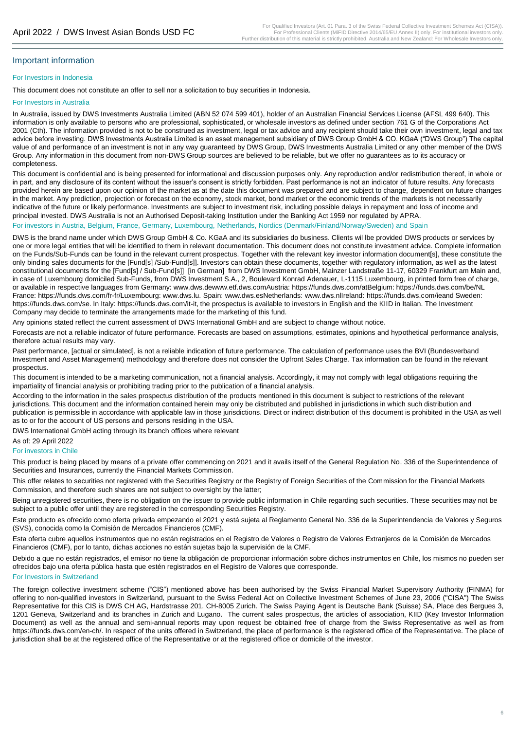## Important information

### For Investors in Indonesia

This document does not constitute an offer to sell nor a solicitation to buy securities in Indonesia.

### For Investors in Australia

In Australia, issued by DWS Investments Australia Limited (ABN 52 074 599 401), holder of an Australian Financial Services License (AFSL 499 640). This information is only available to persons who are professional, sophisticated, or wholesale investors as defined under section 761 G of the Corporations Act 2001 (Cth). The information provided is not to be construed as investment, legal or tax advice and any recipient should take their own investment, legal and tax advice before investing. DWS Investments Australia Limited is an asset management subsidiary of DWS Group GmbH & CO. KGaA ("DWS Group") The capital value of and performance of an investment is not in any way guaranteed by DWS Group, DWS Investments Australia Limited or any other member of the DWS Group. Any information in this document from non-DWS Group sources are believed to be reliable, but we offer no guarantees as to its accuracy or completeness.

This document is confidential and is being presented for informational and discussion purposes only. Any reproduction and/or redistribution thereof, in whole or in part, and any disclosure of its content without the issuer's consent is strictly forbidden. Past performance is not an indicator of future results. Any forecasts provided herein are based upon our opinion of the market as at the date this document was prepared and are subject to change, dependent on future changes in the market. Any prediction, projection or forecast on the economy, stock market, bond market or the economic trends of the markets is not necessarily indicative of the future or likely performance. Investments are subject to investment risk, including possible delays in repayment and loss of income and principal invested. DWS Australia is not an Authorised Deposit-taking Institution under the Banking Act 1959 nor regulated by APRA.

### For investors in Austria, Belgium, France, Germany, Luxembourg, Netherlands, Nordics (Denmark/Finland/Norway/Sweden) and Spain

DWS is the brand name under which DWS Group GmbH & Co. KGaA and its subsidiaries do business. Clients wil lbe provided DWS products or services by one or more legal entities that will be identified to them in relevant documentation. This document does not constitute investment advice. Complete information on the Funds/Sub-Funds can be found in the relevant current prospectus. Together with the relevant key investor information document[s], these constitute the only binding sales documents for the [Fund[s] /Sub-Fund[s]]. Investors can obtain these documents, together with regulatory information, as well as the latest constitutional documents for the [Fund[s] / Sub-Fund[s]] [in German] from DWS Investment GmbH, Mainzer Landstraße 11-17, 60329 Frankfurt am Main and, in case of Luxembourg domiciled Sub-Funds, from DWS Investment S.A., 2, Boulevard Konrad Adenauer, L-1115 Luxembourg, in printed form free of charge, or available in respective languages from Germany: www.dws.dewww.etf.dws.comAustria: https://funds.dws.com/atBelgium: https://funds.dws.com/be/NL France: https://funds.dws.com/fr-fr/Luxembourg: www.dws.lu. Spain: www.dws.esNetherlands: www.dws.nlIreland: https://funds.dws.com/ieand Sweden: https://funds.dws.com/se. In Italy: https://funds.dws.com/it-it, the prospectus is available to investors in English and the KIID in Italian. The Investment Company may decide to terminate the arrangements made for the marketing of this fund.

Any opinions stated reflect the current assessment of DWS International GmbH and are subject to change without notice.

Forecasts are not a reliable indicator of future performance. Forecasts are based on assumptions, estimates, opinions and hypothetical performance analysis, therefore actual results may vary.

Past performance, [actual or simulated], is not a reliable indication of future performance. The calculation of performance uses the BVI (Bundesverband Investment and Asset Management) methodology and therefore does not consider the Upfront Sales Charge. Tax information can be found in the relevant prospectus.

This document is intended to be a marketing communication, not a financial analysis. Accordingly, it may not comply with legal obligations requiring the impartiality of financial analysis or prohibiting trading prior to the publication of a financial analysis.

According to the information in the sales prospectus distribution of the products mentioned in this document is subject to restrictions of the relevant jurisdictions. This document and the information contained herein may only be distributed and published in jurisdictions in which such distribution and publication is permissible in accordance with applicable law in those jurisdictions. Direct or indirect distribution of this document is prohibited in the USA as well as to or for the account of US persons and persons residing in the USA.

DWS International GmbH acting through its branch offices where relevant

As of: 29 April 2022

### For investors in Chile

This product is being placed by means of a private offer commencing on 2021 and it avails itself of the General Regulation No. 336 of the Superintendence of Securities and Insurances, currently the Financial Markets Commission.

This offer relates to securities not registered with the Securities Registry or the Registry of Foreign Securities of the Commission for the Financial Markets Commission, and therefore such shares are not subject to oversight by the latter;

Being unregistered securities, there is no obligation on the issuer to provide public information in Chile regarding such securities. These securities may not be subject to a public offer until they are registered in the corresponding Securities Registry.

Este producto es ofrecido como oferta privada empezando el 2021 y está sujeta al Reglamento General No. 336 de la Superintendencia de Valores y Seguros (SVS), conocida como la Comisión de Mercados Financieros (CMF).

Esta oferta cubre aquellos instrumentos que no están registrados en el Registro de Valores o Registro de Valores Extranjeros de la Comisión de Mercados Financieros (CMF), por lo tanto, dichas acciones no están sujetas bajo la supervisión de la CMF.

Debido a que no están registrados, el emisor no tiene la obligación de proporcionar información sobre dichos instrumentos en Chile, los mismos no pueden ser ofrecidos bajo una oferta pública hasta que estén registrados en el Registro de Valores que corresponde.

### For Investors in Switzerland

The foreign collective investment scheme ("CIS") mentioned above has been authorised by the Swiss Financial Market Supervisory Authority (FINMA) for offering to non-qualified investors in Switzerland, pursuant to the Swiss Federal Act on Collective Investment Schemes of June 23, 2006 ("CISA") The Swiss Representative for this CIS is DWS CH AG, Hardstrasse 201. CH-8005 Zurich. The Swiss Paying Agent is Deutsche Bank (Suisse) SA, Place des Bergues 3, 1201 Geneva, Switzerland and its branches in Zurich and Lugano. The current sales prospectus, the articles of association, KIID (Key Investor Information Document) as well as the annual and semi-annual reports may upon request be obtained free of charge from the Swiss Representative as well as from https://funds.dws.com/en-ch/. In respect of the units offered in Switzerland, the place of performance is the registered office of the Representative. The place of jurisdiction shall be at the registered office of the Representative or at the registered office or domicile of the investor.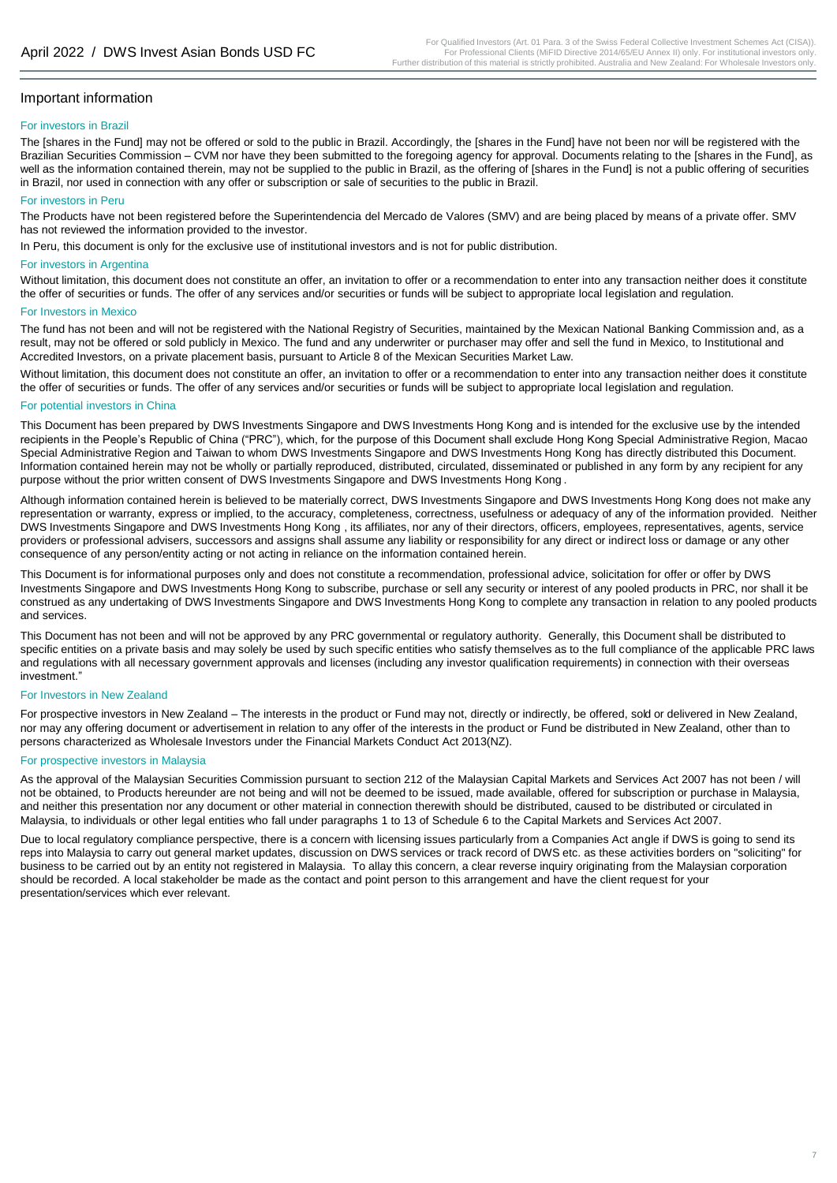## Important information

### For investors in Brazil

The [shares in the Fund] may not be offered or sold to the public in Brazil. Accordingly, the [shares in the Fund] have not been nor will be registered with the Brazilian Securities Commission – CVM nor have they been submitted to the foregoing agency for approval. Documents relating to the [shares in the Fund], as well as the information contained therein, may not be supplied to the public in Brazil, as the offering of [shares in the Fund] is not a public offering of securities in Brazil, nor used in connection with any offer or subscription or sale of securities to the public in Brazil.

### For investors in Peru

The Products have not been registered before the Superintendencia del Mercado de Valores (SMV) and are being placed by means of a private offer. SMV has not reviewed the information provided to the investor.

In Peru, this document is only for the exclusive use of institutional investors and is not for public distribution.

### For investors in Argentina

Without limitation, this document does not constitute an offer, an invitation to offer or a recommendation to enter into any transaction neither does it constitute the offer of securities or funds. The offer of any services and/or securities or funds will be subject to appropriate local legislation and regulation.

### For Investors in Mexico

The fund has not been and will not be registered with the National Registry of Securities, maintained by the Mexican National Banking Commission and, as a result, may not be offered or sold publicly in Mexico. The fund and any underwriter or purchaser may offer and sell the fund in Mexico, to Institutional and Accredited Investors, on a private placement basis, pursuant to Article 8 of the Mexican Securities Market Law.

Without limitation, this document does not constitute an offer, an invitation to offer or a recommendation to enter into any transaction neither does it constitute the offer of securities or funds. The offer of any services and/or securities or funds will be subject to appropriate local legislation and regulation.

### For potential investors in China

This Document has been prepared by DWS Investments Singapore and DWS Investments Hong Kong and is intended for the exclusive use by the intended recipients in the People's Republic of China ("PRC"), which, for the purpose of this Document shall exclude Hong Kong Special Administrative Region, Macao Special Administrative Region and Taiwan to whom DWS Investments Singapore and DWS Investments Hong Kong has directly distributed this Document. Information contained herein may not be wholly or partially reproduced, distributed, circulated, disseminated or published in any form by any recipient for any purpose without the prior written consent of DWS Investments Singapore and DWS Investments Hong Kong .

Although information contained herein is believed to be materially correct, DWS Investments Singapore and DWS Investments Hong Kong does not make any representation or warranty, express or implied, to the accuracy, completeness, correctness, usefulness or adequacy of any of the information provided. Neither DWS Investments Singapore and DWS Investments Hong Kong , its affiliates, nor any of their directors, officers, employees, representatives, agents, service providers or professional advisers, successors and assigns shall assume any liability or responsibility for any direct or indirect loss or damage or any other consequence of any person/entity acting or not acting in reliance on the information contained herein.

This Document is for informational purposes only and does not constitute a recommendation, professional advice, solicitation for offer or offer by DWS Investments Singapore and DWS Investments Hong Kong to subscribe, purchase or sell any security or interest of any pooled products in PRC, nor shall it be construed as any undertaking of DWS Investments Singapore and DWS Investments Hong Kong to complete any transaction in relation to any pooled products and services.

This Document has not been and will not be approved by any PRC governmental or regulatory authority. Generally, this Document shall be distributed to specific entities on a private basis and may solely be used by such specific entities who satisfy themselves as to the full compliance of the applicable PRC laws and regulations with all necessary government approvals and licenses (including any investor qualification requirements) in connection with their overseas investment."

### For Investors in New Zealand

For prospective investors in New Zealand – The interests in the product or Fund may not, directly or indirectly, be offered, sold or delivered in New Zealand, nor may any offering document or advertisement in relation to any offer of the interests in the product or Fund be distributed in New Zealand, other than to persons characterized as Wholesale Investors under the Financial Markets Conduct Act 2013(NZ).

### For prospective investors in Malaysia

As the approval of the Malaysian Securities Commission pursuant to section 212 of the Malaysian Capital Markets and Services Act 2007 has not been / will not be obtained, to Products hereunder are not being and will not be deemed to be issued, made available, offered for subscription or purchase in Malaysia, and neither this presentation nor any document or other material in connection therewith should be distributed, caused to be distributed or circulated in Malaysia, to individuals or other legal entities who fall under paragraphs 1 to 13 of Schedule 6 to the Capital Markets and Services Act 2007.

Due to local regulatory compliance perspective, there is a concern with licensing issues particularly from a Companies Act angle if DWS is going to send its reps into Malaysia to carry out general market updates, discussion on DWS services or track record of DWS etc. as these activities borders on "soliciting" for business to be carried out by an entity not registered in Malaysia. To allay this concern, a clear reverse inquiry originating from the Malaysian corporation should be recorded. A local stakeholder be made as the contact and point person to this arrangement and have the client request for your presentation/services which ever relevant.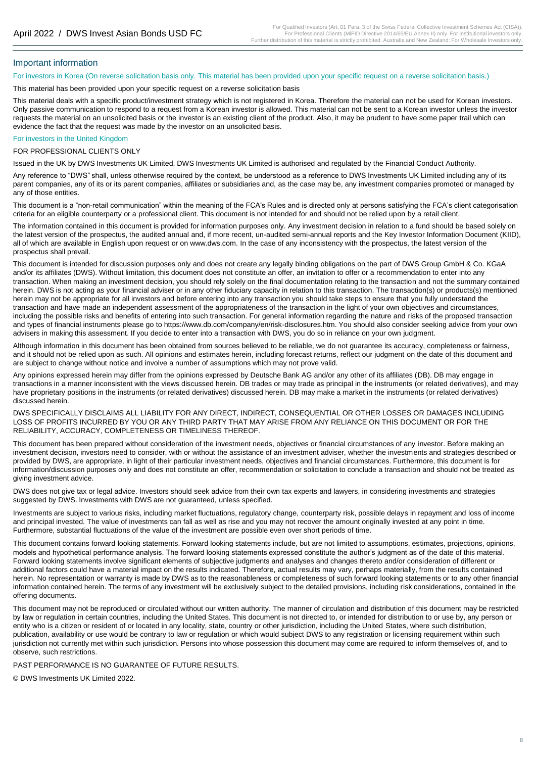## Important information

For investors in Korea (On reverse solicitation basis only. This material has been provided upon your specific request on a reverse solicitation basis.)

This material has been provided upon your specific request on a reverse solicitation basis

This material deals with a specific product/investment strategy which is not registered in Korea. Therefore the material can not be used for Korean investors. Only passive communication to respond to a request from a Korean investor is allowed. This material can not be sent to a Korean investor unless the investor requests the material on an unsolicited basis or the investor is an existing client of the product. Also, it may be prudent to have some paper trail which can evidence the fact that the request was made by the investor on an unsolicited basis.

For investors in the United Kingdom

FOR PROFESSIONAL CLIENTS ONLY

Issued in the UK by DWS Investments UK Limited. DWS Investments UK Limited is authorised and regulated by the Financial Conduct Authority.

Any reference to "DWS" shall, unless otherwise required by the context, be understood as a reference to DWS Investments UK Limited including any of its parent companies, any of its or its parent companies, affiliates or subsidiaries and, as the case may be, any investment companies promoted or managed by any of those entities.

This document is a "non-retail communication" within the meaning of the FCA's Rules and is directed only at persons satisfying the FCA's client categorisation criteria for an eligible counterparty or a professional client. This document is not intended for and should not be relied upon by a retail client.

The information contained in this document is provided for information purposes only. Any investment decision in relation to a fund should be based solely on the latest version of the prospectus, the audited annual and, if more recent, un-audited semi-annual reports and the Key Investor Information Document (KIID), all of which are available in English upon request or on www.dws.com. In the case of any inconsistency with the prospectus, the latest version of the prospectus shall prevail.

This document is intended for discussion purposes only and does not create any legally binding obligations on the part of DWS Group GmbH & Co. KGaA and/or its affiliates (DWS). Without limitation, this document does not constitute an offer, an invitation to offer or a recommendation to enter into any transaction. When making an investment decision, you should rely solely on the final documentation relating to the transaction and not the summary contained herein. DWS is not acting as your financial adviser or in any other fiduciary capacity in relation to this transaction. The transaction(s) or products(s) mentioned herein may not be appropriate for all investors and before entering into any transaction you should take steps to ensure that you fully understand the transaction and have made an independent assessment of the appropriateness of the transaction in the light of your own objectives and circumstances, including the possible risks and benefits of entering into such transaction. For general information regarding the nature and risks of the proposed transaction and types of financial instruments please go to https://www.db.com/company/en/risk-disclosures.htm. You should also consider seeking advice from your own advisers in making this assessment. If you decide to enter into a transaction with DWS, you do so in reliance on your own judgment.

Although information in this document has been obtained from sources believed to be reliable, we do not guarantee its accuracy, completeness or fairness, and it should not be relied upon as such. All opinions and estimates herein, including forecast returns, reflect our judgment on the date of this document and are subject to change without notice and involve a number of assumptions which may not prove valid.

Any opinions expressed herein may differ from the opinions expressed by Deutsche Bank AG and/or any other of its affiliates (DB). DB may engage in transactions in a manner inconsistent with the views discussed herein. DB trades or may trade as principal in the instruments (or related derivatives), and may have proprietary positions in the instruments (or related derivatives) discussed herein. DB may make a market in the instruments (or related derivatives) discussed herein.

DWS SPECIFICALLY DISCLAIMS ALL LIABILITY FOR ANY DIRECT, INDIRECT, CONSEQUENTIAL OR OTHER LOSSES OR DAMAGES INCLUDING LOSS OF PROFITS INCURRED BY YOU OR ANY THIRD PARTY THAT MAY ARISE FROM ANY RELIANCE ON THIS DOCUMENT OR FOR THE RELIABILITY, ACCURACY, COMPLETENESS OR TIMELINESS THEREOF.

This document has been prepared without consideration of the investment needs, objectives or financial circumstances of any investor. Before making an investment decision, investors need to consider, with or without the assistance of an investment adviser, whether the investments and strategies described or provided by DWS, are appropriate, in light of their particular investment needs, objectives and financial circumstances. Furthermore, this document is for information/discussion purposes only and does not constitute an offer, recommendation or solicitation to conclude a transaction and should not be treated as giving investment advice.

DWS does not give tax or legal advice. Investors should seek advice from their own tax experts and lawyers, in considering investments and strategies suggested by DWS. Investments with DWS are not guaranteed, unless specified.

Investments are subject to various risks, including market fluctuations, regulatory change, counterparty risk, possible delays in repayment and loss of income and principal invested. The value of investments can fall as well as rise and you may not recover the amount originally invested at any point in time. Furthermore, substantial fluctuations of the value of the investment are possible even over short periods of time.

This document contains forward looking statements. Forward looking statements include, but are not limited to assumptions, estimates, projections, opinions, models and hypothetical performance analysis. The forward looking statements expressed constitute the author's judgment as of the date of this material. Forward looking statements involve significant elements of subjective judgments and analyses and changes thereto and/or consideration of different or additional factors could have a material impact on the results indicated. Therefore, actual results may vary, perhaps materially, from the results contained herein. No representation or warranty is made by DWS as to the reasonableness or completeness of such forward looking statements or to any other financial information contained herein. The terms of any investment will be exclusively subject to the detailed provisions, including risk considerations, contained in the offering documents.

This document may not be reproduced or circulated without our written authority. The manner of circulation and distribution of this document may be restricted by law or regulation in certain countries, including the United States. This document is not directed to, or intended for distribution to or use by, any person or entity who is a citizen or resident of or located in any locality, state, country or other jurisdiction, including the United States, where such distribution, publication, availability or use would be contrary to law or regulation or which would subject DWS to any registration or licensing requirement within such jurisdiction not currently met within such jurisdiction. Persons into whose possession this document may come are required to inform themselves of, and to observe, such restrictions.

PAST PERFORMANCE IS NO GUARANTEE OF FUTURE RESULTS.

© DWS Investments UK Limited 2022.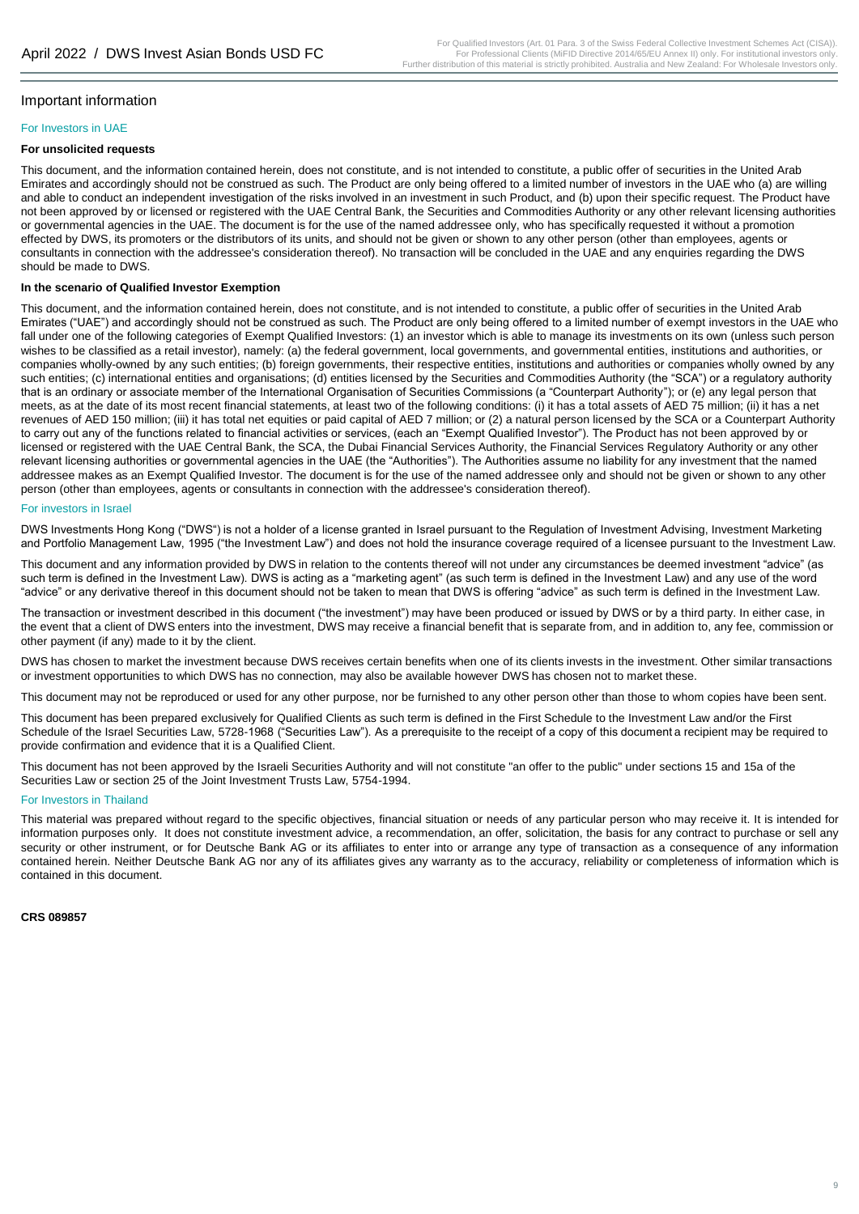## Important information

### For Investors in UAE

**For unsolicited requests**

This document, and the information contained herein, does not constitute, and is not intended to constitute, a public offer of securities in the United Arab Emirates and accordingly should not be construed as such. The Product are only being offered to a limited number of investors in the UAE who (a) are willing and able to conduct an independent investigation of the risks involved in an investment in such Product, and (b) upon their specific request. The Product have not been approved by or licensed or registered with the UAE Central Bank, the Securities and Commodities Authority or any other relevant licensing authorities or governmental agencies in the UAE. The document is for the use of the named addressee only, who has specifically requested it without a promotion effected by DWS, its promoters or the distributors of its units, and should not be given or shown to any other person (other than employees, agents or consultants in connection with the addressee's consideration thereof). No transaction will be concluded in the UAE and any enquiries regarding the DWS should be made to DWS.

**In the scenario of Qualified Investor Exemption**

This document, and the information contained herein, does not constitute, and is not intended to constitute, a public offer of securities in the United Arab Emirates ("UAE") and accordingly should not be construed as such. The Product are only being offered to a limited number of exempt investors in the UAE who fall under one of the following categories of Exempt Qualified Investors: (1) an investor which is able to manage its investments on its own (unless such person wishes to be classified as a retail investor), namely: (a) the federal government, local governments, and governmental entities, institutions and authorities, or companies wholly-owned by any such entities; (b) foreign governments, their respective entities, institutions and authorities or companies wholly owned by any such entities; (c) international entities and organisations; (d) entities licensed by the Securities and Commodities Authority (the "SCA") or a regulatory authority that is an ordinary or associate member of the International Organisation of Securities Commissions (a "Counterpart Authority"); or (e) any legal person that meets, as at the date of its most recent financial statements, at least two of the following conditions: (i) it has a total assets of AED 75 million; (ii) it has a net revenues of AED 150 million; (iii) it has total net equities or paid capital of AED 7 million; or (2) a natural person licensed by the SCA or a Counterpart Authority to carry out any of the functions related to financial activities or services, (each an "Exempt Qualified Investor"). The Product has not been approved by or licensed or registered with the UAE Central Bank, the SCA, the Dubai Financial Services Authority, the Financial Services Regulatory Authority or any other relevant licensing authorities or governmental agencies in the UAE (the "Authorities"). The Authorities assume no liability for any investment that the named addressee makes as an Exempt Qualified Investor. The document is for the use of the named addressee only and should not be given or shown to any other person (other than employees, agents or consultants in connection with the addressee's consideration thereof).

### For investors in Israel

DWS Investments Hong Kong ("DWS") is not a holder of a license granted in Israel pursuant to the Regulation of Investment Advising, Investment Marketing and Portfolio Management Law, 1995 ("the Investment Law") and does not hold the insurance coverage required of a licensee pursuant to the Investment Law.

This document and any information provided by DWS in relation to the contents thereof will not under any circumstances be deemed investment "advice" (as such term is defined in the Investment Law). DWS is acting as a "marketing agent" (as such term is defined in the Investment Law) and any use of the word "advice" or any derivative thereof in this document should not be taken to mean that DWS is offering "advice" as such term is defined in the Investment Law.

The transaction or investment described in this document ("the investment") may have been produced or issued by DWS or by a third party. In either case, in the event that a client of DWS enters into the investment, DWS may receive a financial benefit that is separate from, and in addition to, any fee, commission or other payment (if any) made to it by the client.

DWS has chosen to market the investment because DWS receives certain benefits when one of its clients invests in the investment. Other similar transactions or investment opportunities to which DWS has no connection, may also be available however DWS has chosen not to market these.

This document may not be reproduced or used for any other purpose, nor be furnished to any other person other than those to whom copies have been sent.

This document has been prepared exclusively for Qualified Clients as such term is defined in the First Schedule to the Investment Law and/or the First Schedule of the Israel Securities Law, 5728-1968 ("Securities Law"). As a prerequisite to the receipt of a copy of this document a recipient may be required to provide confirmation and evidence that it is a Qualified Client.

This document has not been approved by the Israeli Securities Authority and will not constitute "an offer to the public" under sections 15 and 15a of the Securities Law or section 25 of the Joint Investment Trusts Law, 5754-1994.

### For Investors in Thailand

This material was prepared without regard to the specific objectives, financial situation or needs of any particular person who may receive it. It is intended for information purposes only. It does not constitute investment advice, a recommendation, an offer, solicitation, the basis for any contract to purchase or sell any security or other instrument, or for Deutsche Bank AG or its affiliates to enter into or arrange any type of transaction as a consequence of any information contained herein. Neither Deutsche Bank AG nor any of its affiliates gives any warranty as to the accuracy, reliability or completeness of information which is contained in this document.

**CRS 089857**